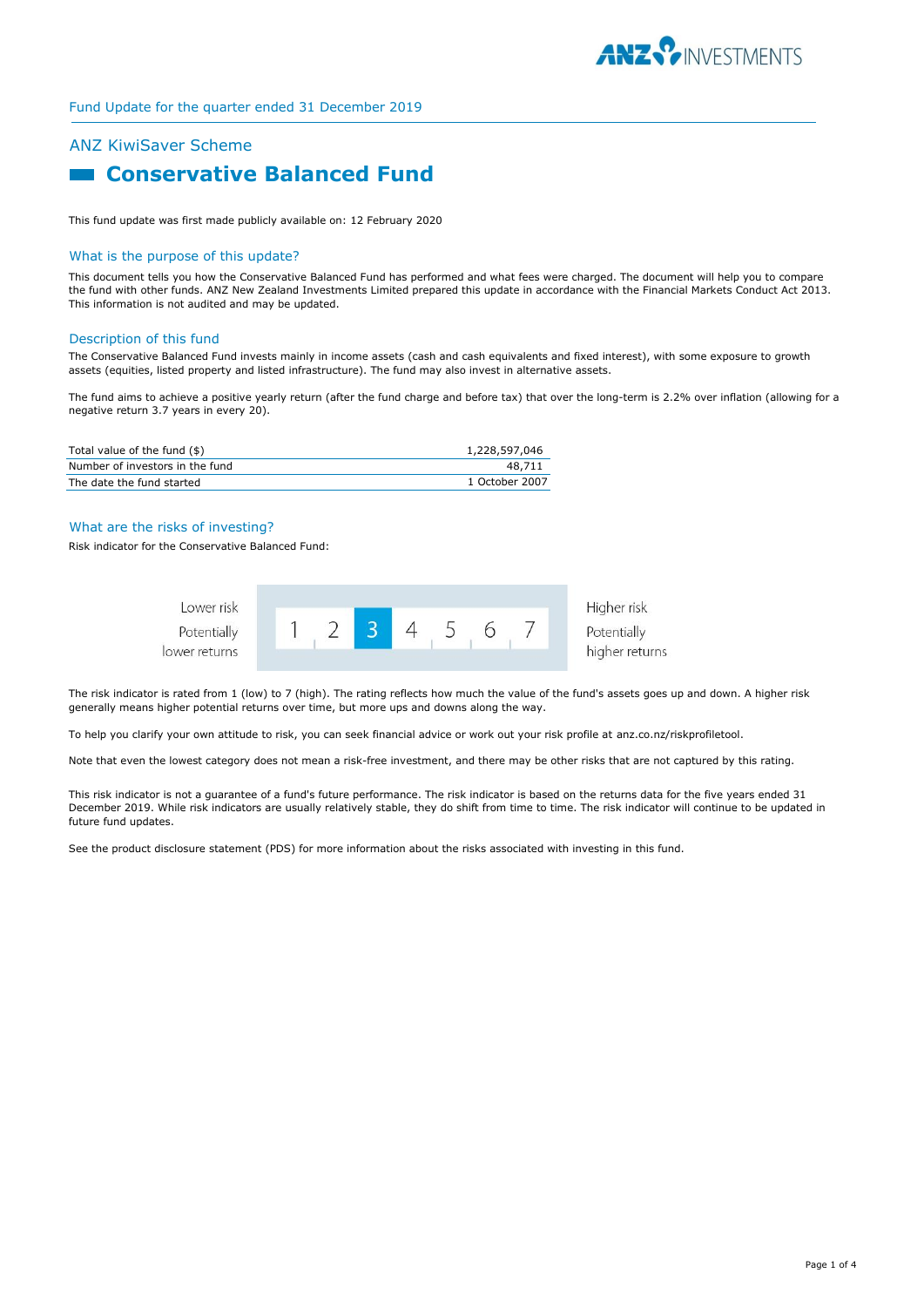Fund Update for the quarter ended 31 December 2019

## ANZ KiwiSaver Scheme

# Conservative Balanced Fund

This fund update was first made publicly available on: 12 February 2020

## What is the purpose of this update?

This document tells you how the Conservative Balanced Fund has performed and what fees were charged. The document will help you to compare the fund with other funds. ANZ New Zealand Investments Limited prepared this update in accordance with the Financial Markets Conduct Act 2013. This information is not audited and may be updated.

## Description of this fund

The Conservative Balanced Fund invests mainly in income assets (cash and cash equivalents and fixed interest), with some exposure to growth assets (equities, listed property and listed infrastructure). The fund may also invest in alternative assets.

The fund aims to achieve a positive yearly return (after the fund charge and before tax) that over the long-term is 2.2% over inflation (allowing for a negative return 3.7 years in every 20).

| | |
|---|---|
| Total value of the fund ($) | 1,228,597,046 |
| Number of investors in the fund | 48,711 |
| The date the fund started | 1 October 2007 |

## What are the risks of investing?

Risk indicator for the Conservative Balanced Fund:

| Lower risk<br>Potentially lower returns | 1 | 2 | **3** | 4 | 5 | 6 | 7 | Higher risk<br>Potentially higher returns |
|---|---|---|---|---|---|---|---|---|

The risk indicator is rated from 1 (low) to 7 (high). The rating reflects how much the value of the fund's assets goes up and down. A higher risk generally means higher potential returns over time, but more ups and downs along the way.

To help you clarify your own attitude to risk, you can seek financial advice or work out your risk profile at anz.co.nz/riskprofiletool.

Note that even the lowest category does not mean a risk-free investment, and there may be other risks that are not captured by this rating.

This risk indicator is not a guarantee of a fund's future performance. The risk indicator is based on the returns data for the five years ended 31 December 2019. While risk indicators are usually relatively stable, they do shift from time to time. The risk indicator will continue to be updated in future fund updates.

See the product disclosure statement (PDS) for more information about the risks associated with investing in this fund.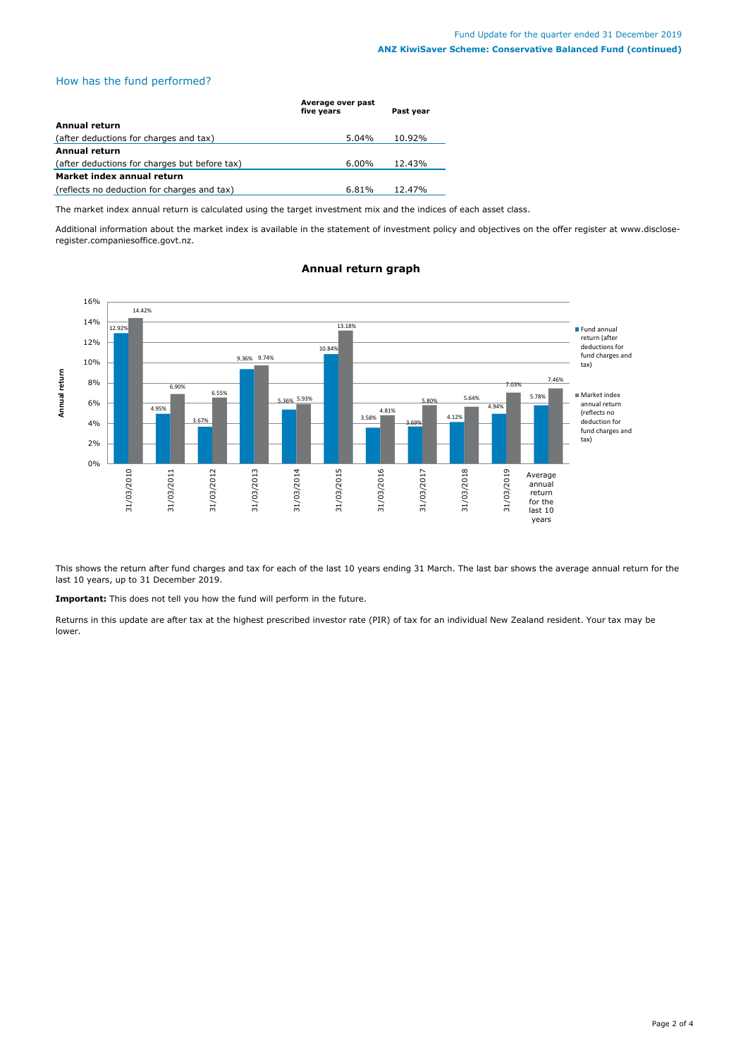## How has the fund performed?

| | Average over past five years | Past year |
|---|---|---|
| **Annual return** | | |
| (after deductions for charges and tax) | 5.04% | 10.92% |
| **Annual return** | | |
| (after deductions for charges but before tax) | 6.00% | 12.43% |
| **Market index annual return** | | |
| (reflects no deduction for charges and tax) | 6.81% | 12.47% |

The market index annual return is calculated using the target investment mix and the indices of each asset class.

Additional information about the market index is available in the statement of investment policy and objectives on the offer register at www.disclose-register.companiesoffice.govt.nz.

### Annual return graph

| Year | Fund annual return (after deductions for fund charges and tax) | Market index annual return (reflects no deduction for fund charges and tax) |
|---|---|---|
| 31/03/2010 | 12.92% | 14.42% |
| 31/03/2011 | 4.95% | 6.90% |
| 31/03/2012 | 3.67% | 6.55% |
| 31/03/2013 | 9.36% | 9.74% |
| 31/03/2014 | 5.36% | 5.93% |
| 31/03/2015 | 10.84% | 13.18% |
| 31/03/2016 | 3.58% | 4.81% |
| 31/03/2017 | 3.69% | 5.80% |
| 31/03/2018 | 4.12% | 5.64% |
| 31/03/2019 | 4.94% | 7.03% |
| Average annual return for the last 10 years | 5.78% | 7.46% |

This shows the return after fund charges and tax for each of the last 10 years ending 31 March. The last bar shows the average annual return for the last 10 years, up to 31 December 2019.

**Important:** This does not tell you how the fund will perform in the future.

Returns in this update are after tax at the highest prescribed investor rate (PIR) of tax for an individual New Zealand resident. Your tax may be lower.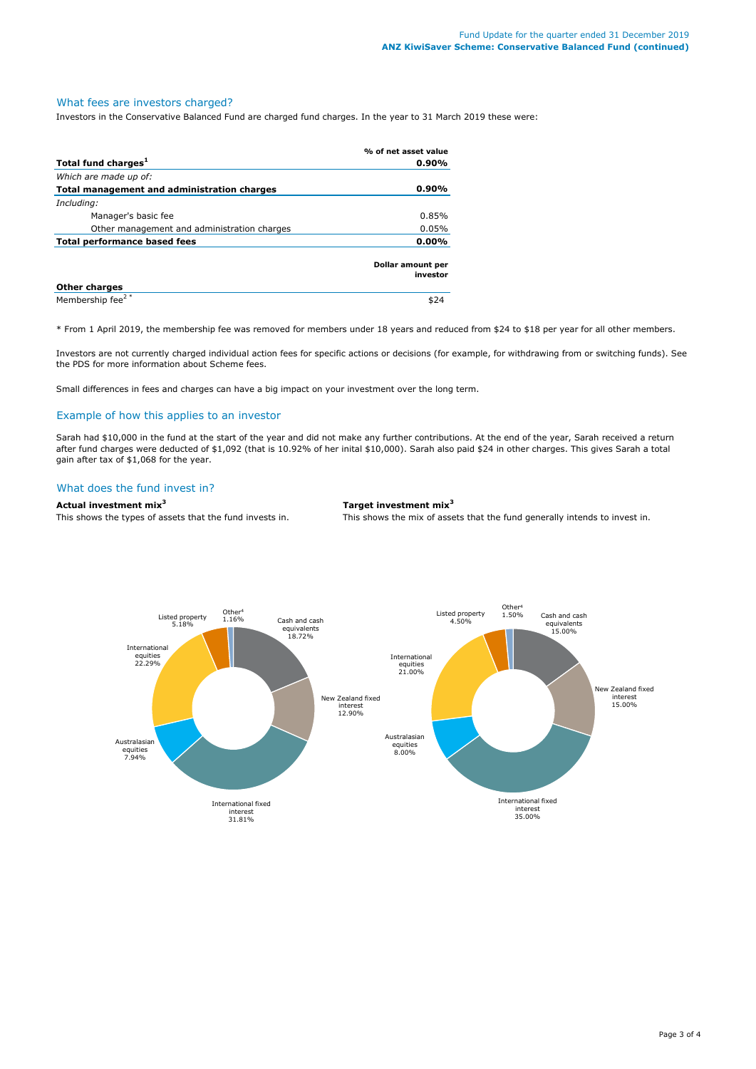## What fees are investors charged?

Investors in the Conservative Balanced Fund are charged fund charges. In the year to 31 March 2019 these were:

| | % of net asset value |
|---|---|
| **Total fund charges[1]** | **0.90%** |
| *Which are made up of:* | |
| **Total management and administration charges** | **0.90%** |
| *Including:* | |
| Manager's basic fee | 0.85% |
| Other management and administration charges | 0.05% |
| **Total performance based fees** | **0.00%** |

| | Dollar amount per investor |
|---|---|
| **Other charges** | |
| Membership fee[2 *] | $24 |

\* From 1 April 2019, the membership fee was removed for members under 18 years and reduced from $24 to $18 per year for all other members.

Investors are not currently charged individual action fees for specific actions or decisions (for example, for withdrawing from or switching funds). See the PDS for more information about Scheme fees.

Small differences in fees and charges can have a big impact on your investment over the long term.

## Example of how this applies to an investor

Sarah had $10,000 in the fund at the start of the year and did not make any further contributions. At the end of the year, Sarah received a return after fund charges were deducted of $1,092 (that is 10.92% of her inital $10,000). Sarah also paid $24 in other charges. This gives Sarah a total gain after tax of $1,068 for the year.

## What does the fund invest in?

**Actual investment mix[3]**

This shows the types of assets that the fund invests in.

| Asset type | Actual |
|---|---|
| Cash and cash equivalents | 18.72% |
| New Zealand fixed interest | 12.90% |
| International fixed interest | 31.81% |
| Australasian equities | 7.94% |
| International equities | 22.29% |
| Listed property | 5.18% |
| Other[4] | 1.16% |

**Target investment mix[3]**

This shows the mix of assets that the fund generally intends to invest in.

| Asset type | Target |
|---|---|
| Cash and cash equivalents | 15.00% |
| New Zealand fixed interest | 15.00% |
| International fixed interest | 35.00% |
| Australasian equities | 8.00% |
| International equities | 21.00% |
| Listed property | 4.50% |
| Other[4] | 1.50% |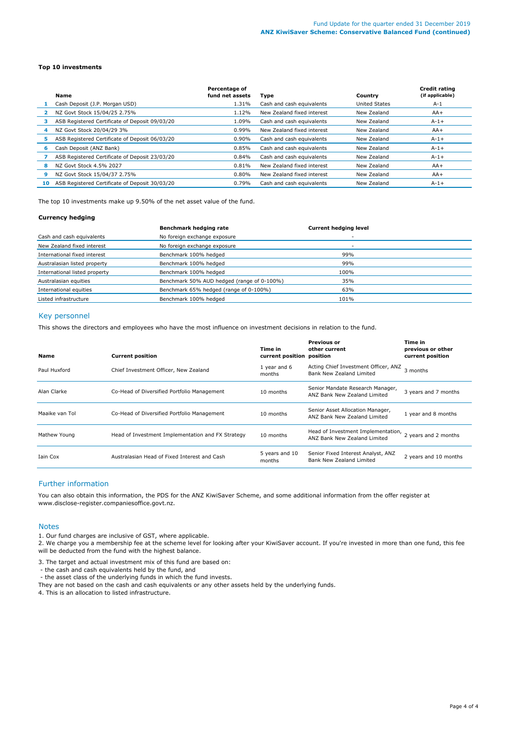### Top 10 investments

| | Name | Percentage of fund net assets | Type | Country | Credit rating (if applicable) |
|---|---|---|---|---|---|
| 1 | Cash Deposit (J.P. Morgan USD) | 1.31% | Cash and cash equivalents | United States | A-1 |
| 2 | NZ Govt Stock 15/04/25 2.75% | 1.12% | New Zealand fixed interest | New Zealand | AA+ |
| 3 | ASB Registered Certificate of Deposit 09/03/20 | 1.09% | Cash and cash equivalents | New Zealand | A-1+ |
| 4 | NZ Govt Stock 20/04/29 3% | 0.99% | New Zealand fixed interest | New Zealand | AA+ |
| 5 | ASB Registered Certificate of Deposit 06/03/20 | 0.90% | Cash and cash equivalents | New Zealand | A-1+ |
| 6 | Cash Deposit (ANZ Bank) | 0.85% | Cash and cash equivalents | New Zealand | A-1+ |
| 7 | ASB Registered Certificate of Deposit 23/03/20 | 0.84% | Cash and cash equivalents | New Zealand | A-1+ |
| 8 | NZ Govt Stock 4.5% 2027 | 0.81% | New Zealand fixed interest | New Zealand | AA+ |
| 9 | NZ Govt Stock 15/04/37 2.75% | 0.80% | New Zealand fixed interest | New Zealand | AA+ |
| 10 | ASB Registered Certificate of Deposit 30/03/20 | 0.79% | Cash and cash equivalents | New Zealand | A-1+ |

The top 10 investments make up 9.50% of the net asset value of the fund.

### Currency hedging

| | Benchmark hedging rate | Current hedging level |
|---|---|---|
| Cash and cash equivalents | No foreign exchange exposure | - |
| New Zealand fixed interest | No foreign exchange exposure | - |
| International fixed interest | Benchmark 100% hedged | 99% |
| Australasian listed property | Benchmark 100% hedged | 99% |
| International listed property | Benchmark 100% hedged | 100% |
| Australasian equities | Benchmark 50% AUD hedged (range of 0-100%) | 35% |
| International equities | Benchmark 65% hedged (range of 0-100%) | 63% |
| Listed infrastructure | Benchmark 100% hedged | 101% |

## Key personnel

This shows the directors and employees who have the most influence on investment decisions in relation to the fund.

| Name | Current position | Time in current position | Previous or other current position | Time in previous or other current position |
|---|---|---|---|---|
| Paul Huxford | Chief Investment Officer, New Zealand | 1 year and 6 months | Acting Chief Investment Officer, ANZ Bank New Zealand Limited | 3 months |
| Alan Clarke | Co-Head of Diversified Portfolio Management | 10 months | Senior Mandate Research Manager, ANZ Bank New Zealand Limited | 3 years and 7 months |
| Maaike van Tol | Co-Head of Diversified Portfolio Management | 10 months | Senior Asset Allocation Manager, ANZ Bank New Zealand Limited | 1 year and 8 months |
| Mathew Young | Head of Investment Implementation and FX Strategy | 10 months | Head of Investment Implementation, ANZ Bank New Zealand Limited | 2 years and 2 months |
| Iain Cox | Australasian Head of Fixed Interest and Cash | 5 years and 10 months | Senior Fixed Interest Analyst, ANZ Bank New Zealand Limited | 2 years and 10 months |

## Further information

You can also obtain this information, the PDS for the ANZ KiwiSaver Scheme, and some additional information from the offer register at www.disclose-register.companiesoffice.govt.nz.

## Notes

1. Our fund charges are inclusive of GST, where applicable.
2. We charge you a membership fee at the scheme level for looking after your KiwiSaver account. If you're invested in more than one fund, this fee will be deducted from the fund with the highest balance.
3. The target and actual investment mix of this fund are based on:
 - the cash and cash equivalents held by the fund, and
 - the asset class of the underlying funds in which the fund invests.

They are not based on the cash and cash equivalents or any other assets held by the underlying funds.

4. This is an allocation to listed infrastructure.